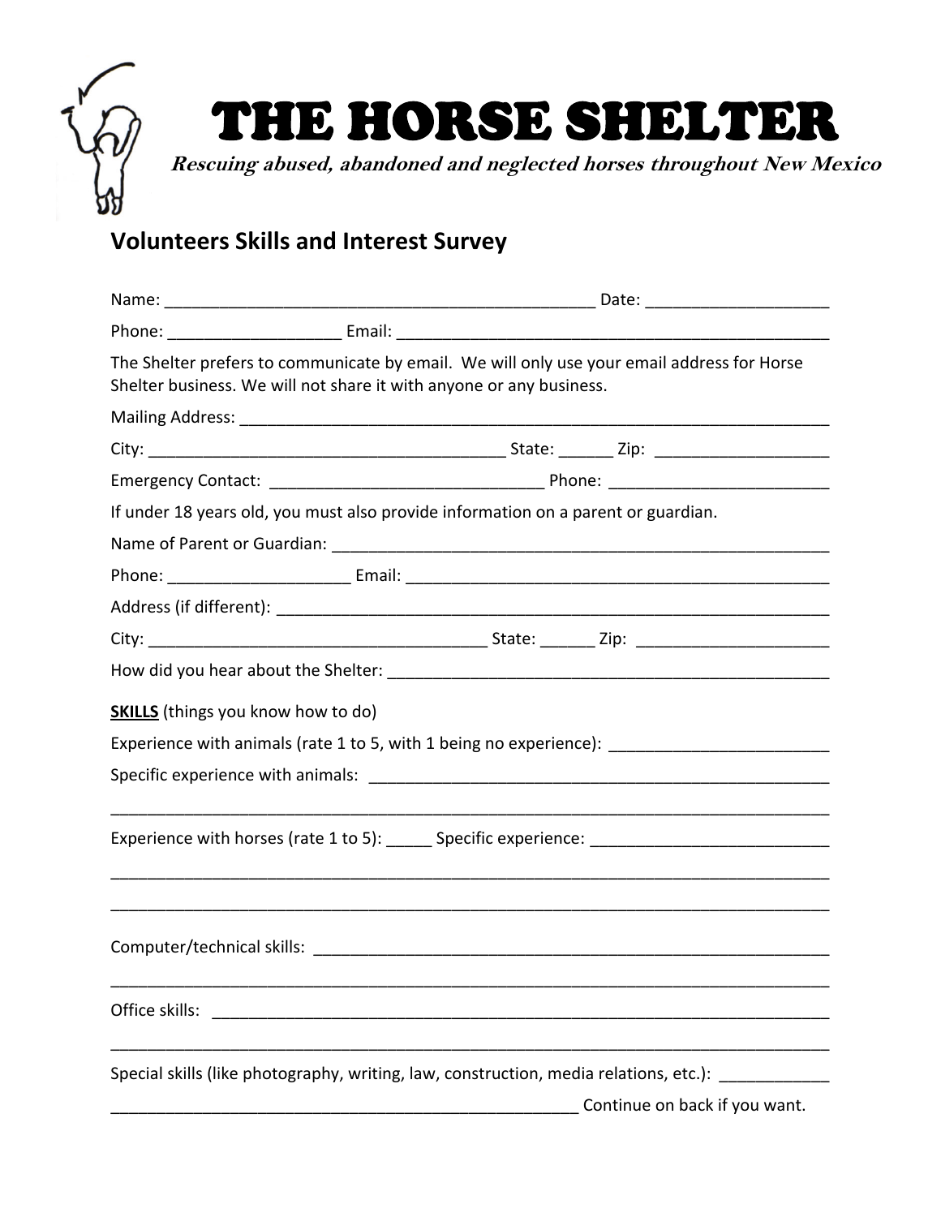# THE HORSE SHELTER

***Rescuing abused, abandoned and neglected horses throughout New Mexico***

## Volunteers Skills and Interest Survey

Name: ________________________________________________ Date: ____________________

Phone: ___________________ Email: _________________________________________________

The Shelter prefers to communicate by email. We will only use your email address for Horse Shelter business. We will not share it with anyone or any business.

Mailing Address: ____________________________________________________________________

City: ________________________________________ State: ______ Zip: ___________________

Emergency Contact: _______________________________ Phone: _________________________

If under 18 years old, you must also provide information on a parent or guardian.

Name of Parent or Guardian: ___________________________________________________________

Phone: ____________________ Email: ________________________________________________

Address (if different): __________________________________________________________________

City: _____________________________________ State: ______ Zip: _____________________

How did you hear about the Shelter: _____________________________________________________

**SKILLS** (things you know how to do)

Experience with animals (rate 1 to 5, with 1 being no experience): ________________________

Specific experience with animals: _______________________________________________________

_____________________________________________________________________________________

Experience with horses (rate 1 to 5): _____ Specific experience: __________________________

_____________________________________________________________________________________

_____________________________________________________________________________________

Computer/technical skills: _____________________________________________________________

_____________________________________________________________________________________

Office skills: ___________________________________________________________________________

_____________________________________________________________________________________

Special skills (like photography, writing, law, construction, media relations, etc.): ____________

_____________________________________________________ Continue on back if you want.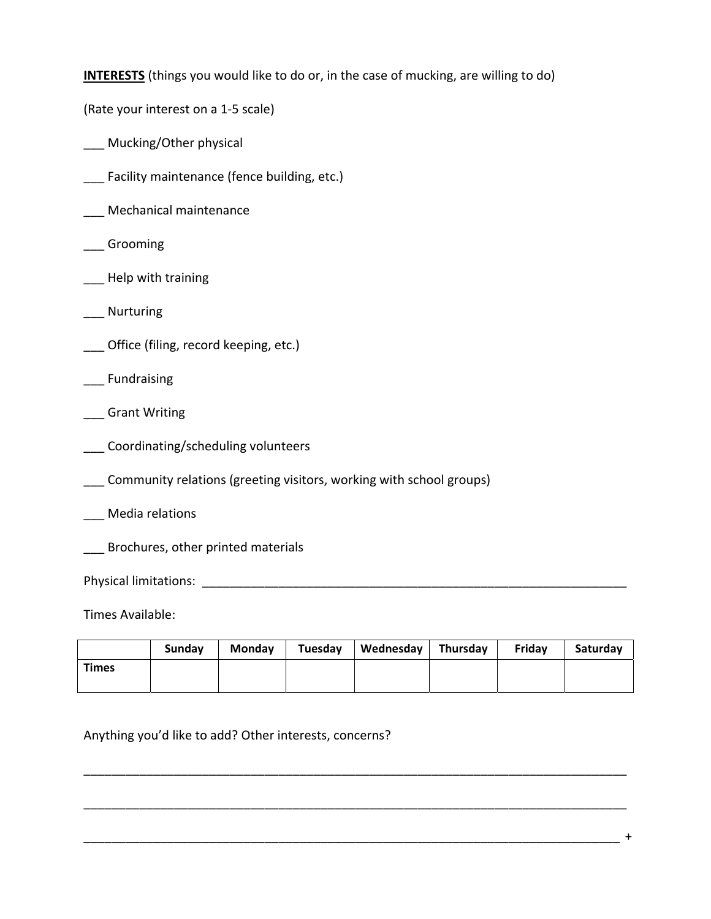**<u>INTERESTS</u>** (things you would like to do or, in the case of mucking, are willing to do)

(Rate your interest on a 1-5 scale)

___ Mucking/Other physical

___ Facility maintenance (fence building, etc.)

___ Mechanical maintenance

___ Grooming

___ Help with training

___ Nurturing

___ Office (filing, record keeping, etc.)

___ Fundraising

___ Grant Writing

___ Coordinating/scheduling volunteers

___ Community relations (greeting visitors, working with school groups)

___ Media relations

___ Brochures, other printed materials

Physical limitations: ________________________________________________________________

Times Available:

| | Sunday | Monday | Tuesday | Wednesday | Thursday | Friday | Saturday |
|---|---|---|---|---|---|---|---|
| **Times** | | | | | | | |

Anything you'd like to add? Other interests, concerns?

________________________________________________________________________________

________________________________________________________________________________

________________________________________________________________________________ +